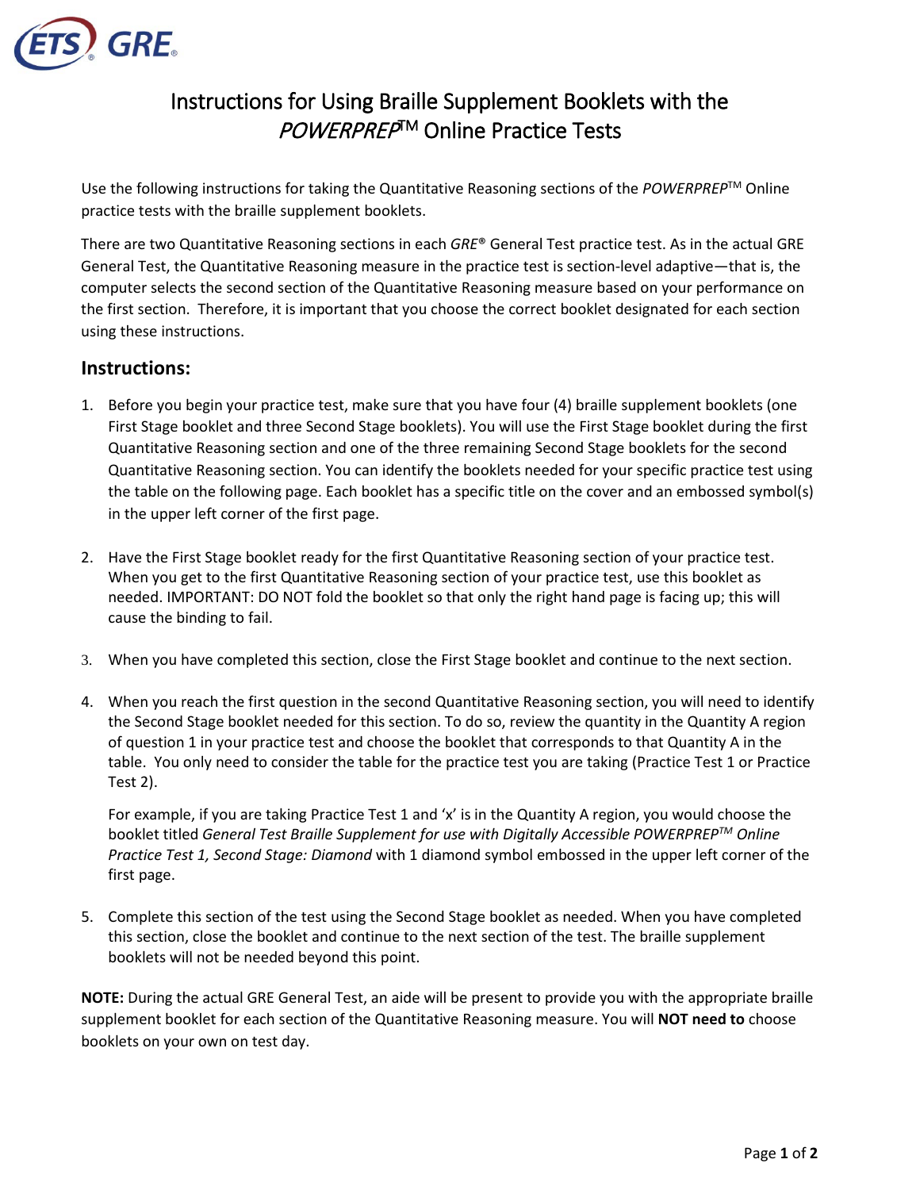# Instructions for Using Braille Supplement Booklets with the *POWERPREP*™ Online Practice Tests

Use the following instructions for taking the Quantitative Reasoning sections of the *POWERPREP*™ Online practice tests with the braille supplement booklets.

There are two Quantitative Reasoning sections in each *GRE*® General Test practice test. As in the actual GRE General Test, the Quantitative Reasoning measure in the practice test is section-level adaptive—that is, the computer selects the second section of the Quantitative Reasoning measure based on your performance on the first section. Therefore, it is important that you choose the correct booklet designated for each section using these instructions.

## Instructions:

1. Before you begin your practice test, make sure that you have four (4) braille supplement booklets (one First Stage booklet and three Second Stage booklets). You will use the First Stage booklet during the first Quantitative Reasoning section and one of the three remaining Second Stage booklets for the second Quantitative Reasoning section. You can identify the booklets needed for your specific practice test using the table on the following page. Each booklet has a specific title on the cover and an embossed symbol(s) in the upper left corner of the first page.

2. Have the First Stage booklet ready for the first Quantitative Reasoning section of your practice test. When you get to the first Quantitative Reasoning section of your practice test, use this booklet as needed. IMPORTANT: DO NOT fold the booklet so that only the right hand page is facing up; this will cause the binding to fail.

3. When you have completed this section, close the First Stage booklet and continue to the next section.

4. When you reach the first question in the second Quantitative Reasoning section, you will need to identify the Second Stage booklet needed for this section. To do so, review the quantity in the Quantity A region of question 1 in your practice test and choose the booklet that corresponds to that Quantity A in the table. You only need to consider the table for the practice test you are taking (Practice Test 1 or Practice Test 2).

   For example, if you are taking Practice Test 1 and 'x' is in the Quantity A region, you would choose the booklet titled *General Test Braille Supplement for use with Digitally Accessible POWERPREP™ Online Practice Test 1, Second Stage: Diamond* with 1 diamond symbol embossed in the upper left corner of the first page.

5. Complete this section of the test using the Second Stage booklet as needed. When you have completed this section, close the booklet and continue to the next section of the test. The braille supplement booklets will not be needed beyond this point.

**NOTE:** During the actual GRE General Test, an aide will be present to provide you with the appropriate braille supplement booklet for each section of the Quantitative Reasoning measure. You will **NOT need to** choose booklets on your own on test day.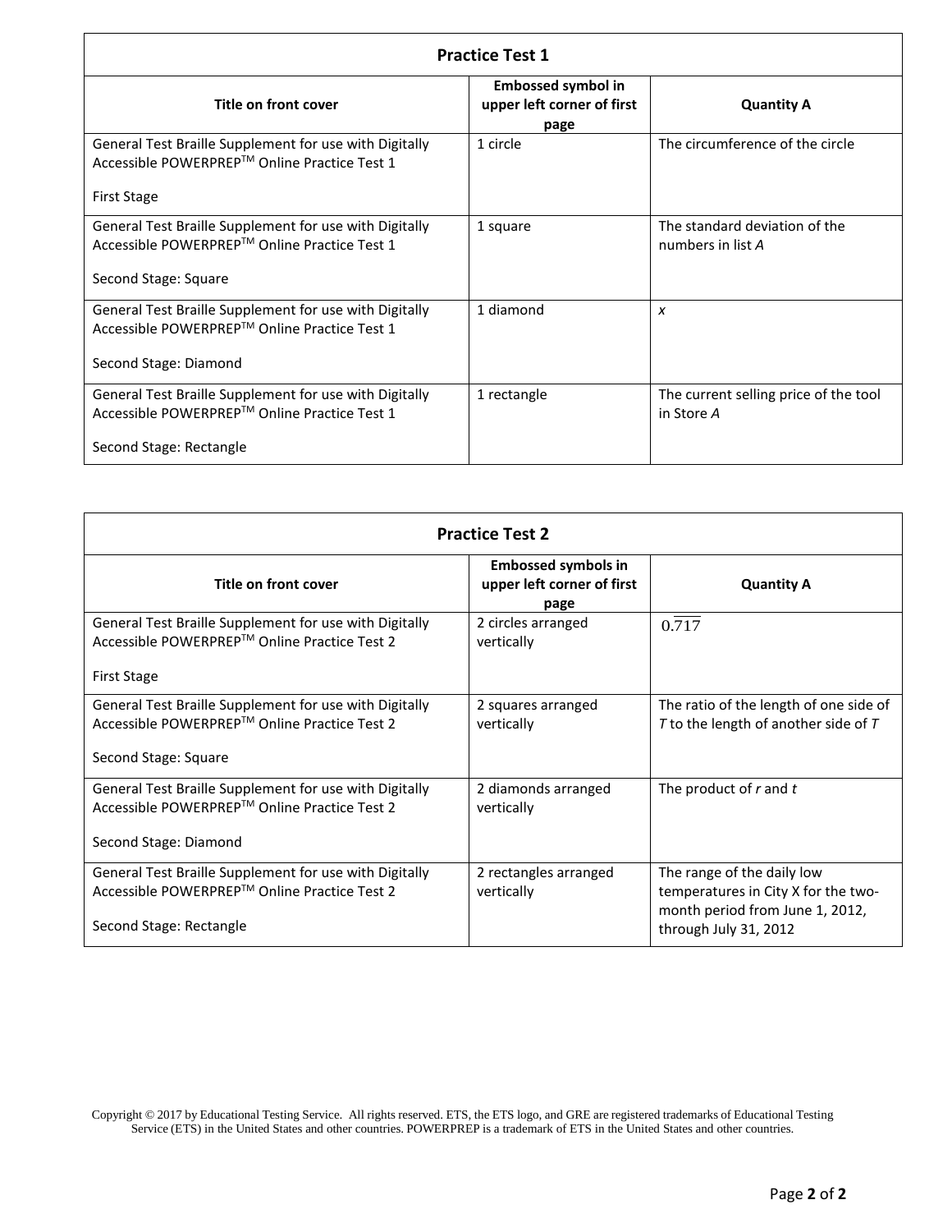| Practice Test 1 | | |
|---|---|---|
| **Title on front cover** | **Embossed symbol in upper left corner of first page** | **Quantity A** |
| General Test Braille Supplement for use with Digitally Accessible POWERPREP™ Online Practice Test 1<br><br>First Stage | 1 circle | The circumference of the circle |
| General Test Braille Supplement for use with Digitally Accessible POWERPREP™ Online Practice Test 1<br><br>Second Stage: Square | 1 square | The standard deviation of the numbers in list *A* |
| General Test Braille Supplement for use with Digitally Accessible POWERPREP™ Online Practice Test 1<br><br>Second Stage: Diamond | 1 diamond | $x$ |
| General Test Braille Supplement for use with Digitally Accessible POWERPREP™ Online Practice Test 1<br><br>Second Stage: Rectangle | 1 rectangle | The current selling price of the tool in Store *A* |

| Practice Test 2 | | |
|---|---|---|
| **Title on front cover** | **Embossed symbols in upper left corner of first page** | **Quantity A** |
| General Test Braille Supplement for use with Digitally Accessible POWERPREP™ Online Practice Test 2<br><br>First Stage | 2 circles arranged vertically | $0.\overline{717}$ |
| General Test Braille Supplement for use with Digitally Accessible POWERPREP™ Online Practice Test 2<br><br>Second Stage: Square | 2 squares arranged vertically | The ratio of the length of one side of *T* to the length of another side of *T* |
| General Test Braille Supplement for use with Digitally Accessible POWERPREP™ Online Practice Test 2<br><br>Second Stage: Diamond | 2 diamonds arranged vertically | The product of *r* and *t* |
| General Test Braille Supplement for use with Digitally Accessible POWERPREP™ Online Practice Test 2<br><br>Second Stage: Rectangle | 2 rectangles arranged vertically | The range of the daily low temperatures in City X for the two-month period from June 1, 2012, through July 31, 2012 |

Copyright © 2017 by Educational Testing Service. All rights reserved. ETS, the ETS logo, and GRE are registered trademarks of Educational Testing Service (ETS) in the United States and other countries. POWERPREP is a trademark of ETS in the United States and other countries.